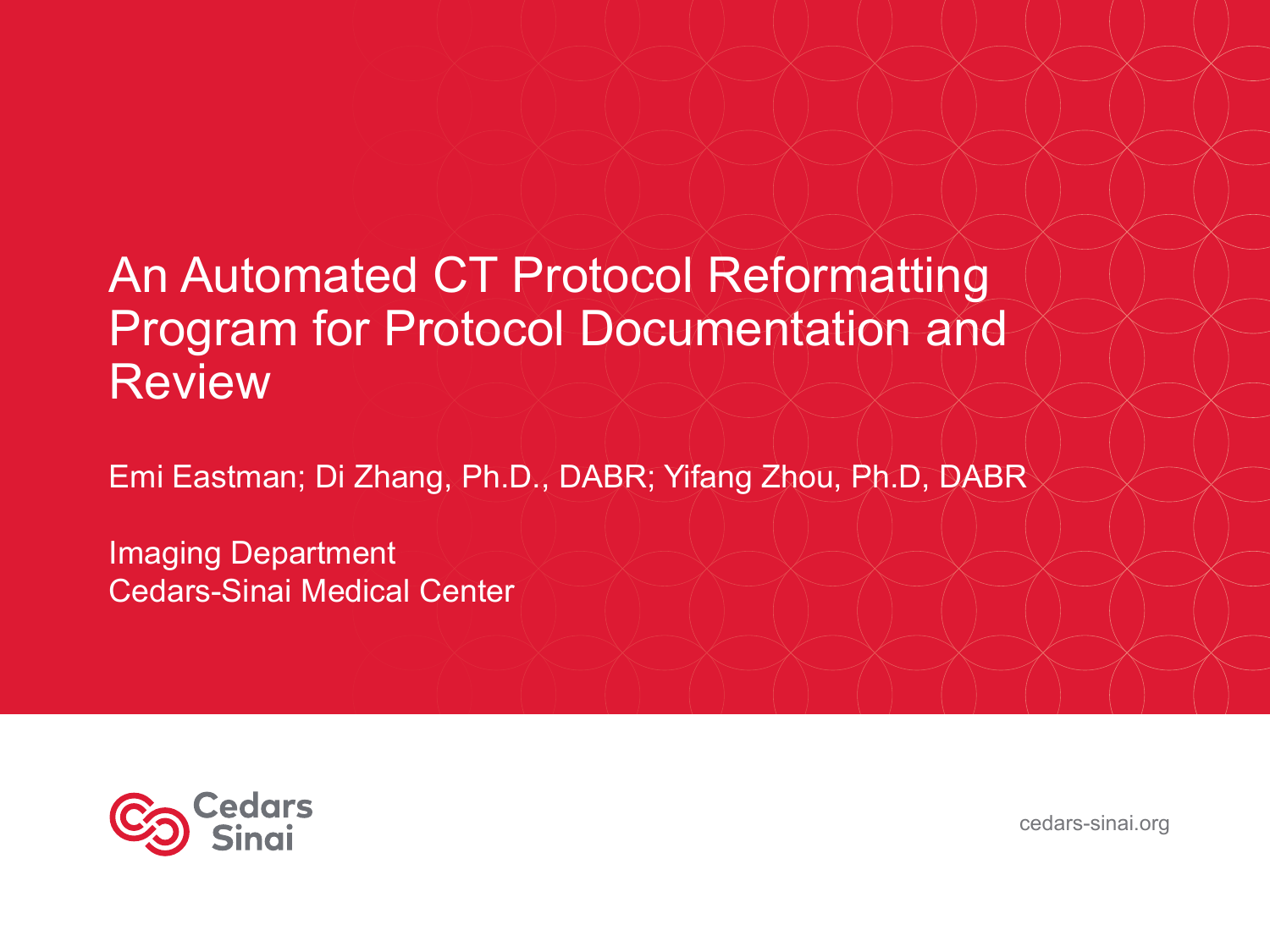# An Automated CT Protocol Reformatting Program for Protocol Documentation and Review

Emi Eastman; Di Zhang, Ph.D., DABR; Yifang Zhou, Ph.D, DABR

Imaging Department
Cedars-Sinai Medical Center

Cedars Sinai

cedars-sinai.org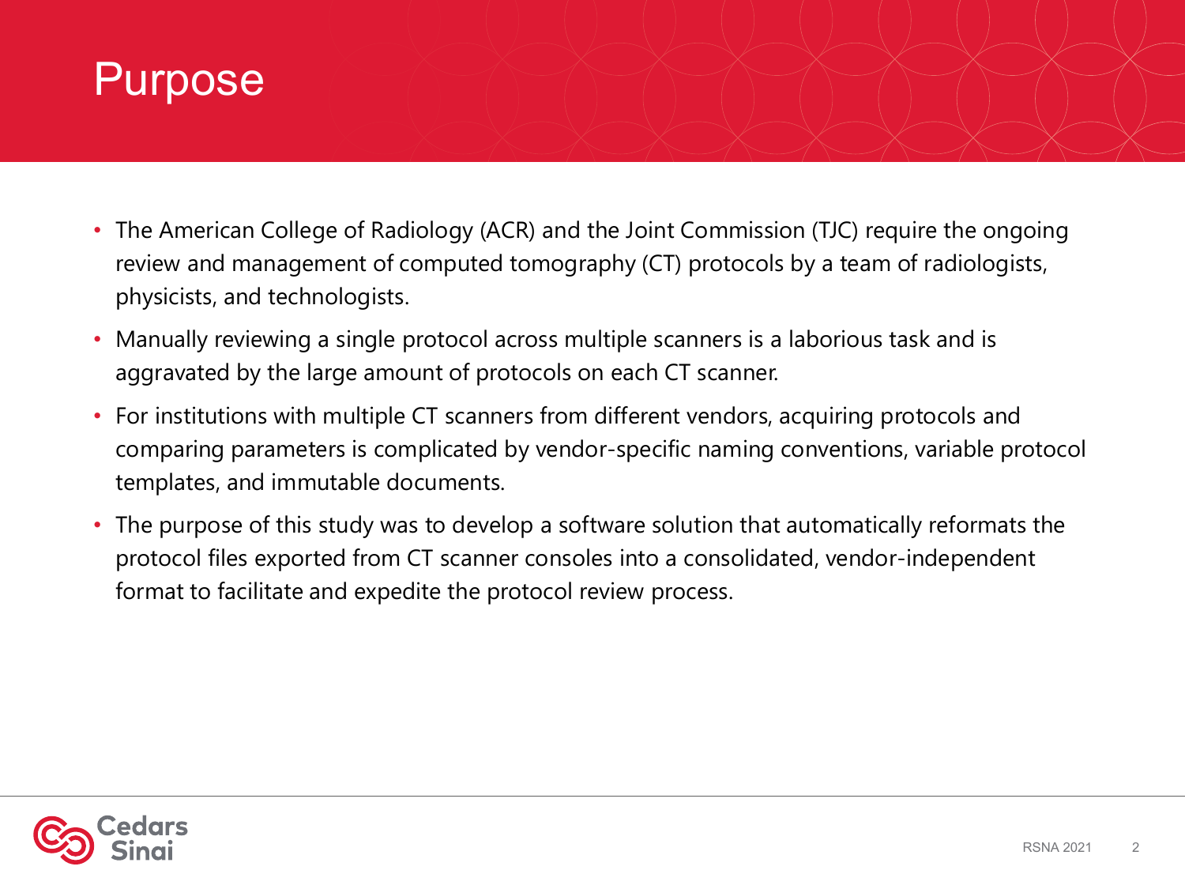# Purpose

- The American College of Radiology (ACR) and the Joint Commission (TJC) require the ongoing review and management of computed tomography (CT) protocols by a team of radiologists, physicists, and technologists.
- Manually reviewing a single protocol across multiple scanners is a laborious task and is aggravated by the large amount of protocols on each CT scanner.
- For institutions with multiple CT scanners from different vendors, acquiring protocols and comparing parameters is complicated by vendor-specific naming conventions, variable protocol templates, and immutable documents.
- The purpose of this study was to develop a software solution that automatically reformats the protocol files exported from CT scanner consoles into a consolidated, vendor-independent format to facilitate and expedite the protocol review process.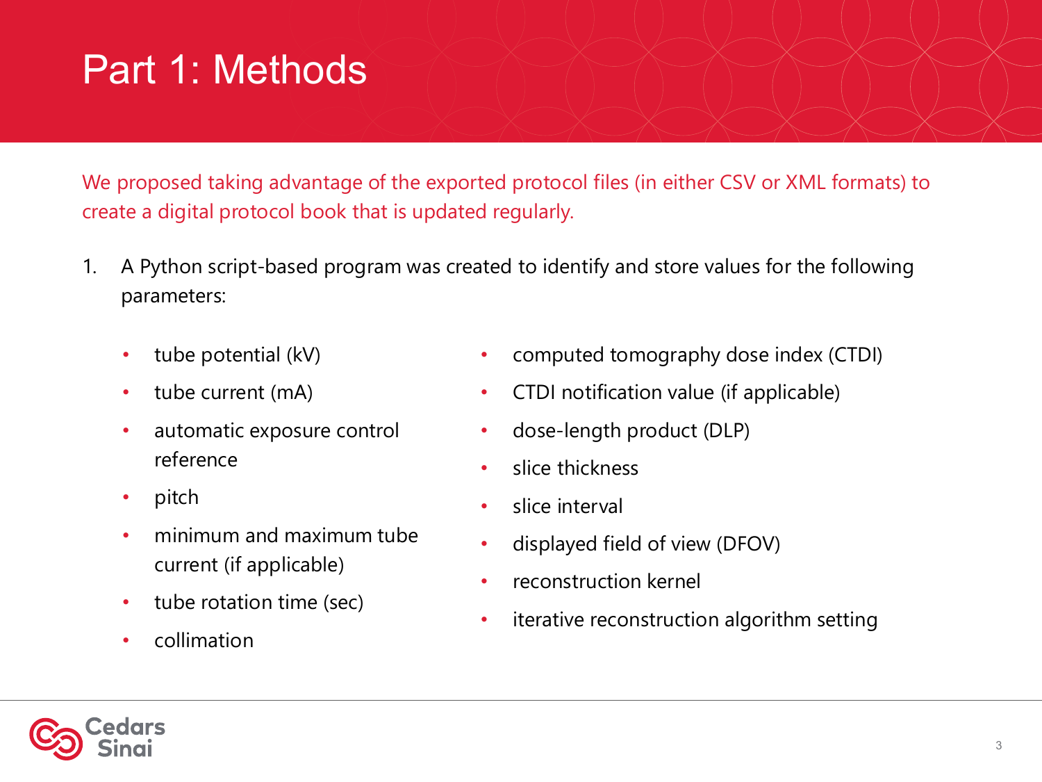# Part 1: Methods

We proposed taking advantage of the exported protocol files (in either CSV or XML formats) to create a digital protocol book that is updated regularly.

1. A Python script-based program was created to identify and store values for the following parameters:

   - tube potential (kV)
   - tube current (mA)
   - automatic exposure control reference
   - pitch
   - minimum and maximum tube current (if applicable)
   - tube rotation time (sec)
   - collimation
   - computed tomography dose index (CTDI)
   - CTDI notification value (if applicable)
   - dose-length product (DLP)
   - slice thickness
   - slice interval
   - displayed field of view (DFOV)
   - reconstruction kernel
   - iterative reconstruction algorithm setting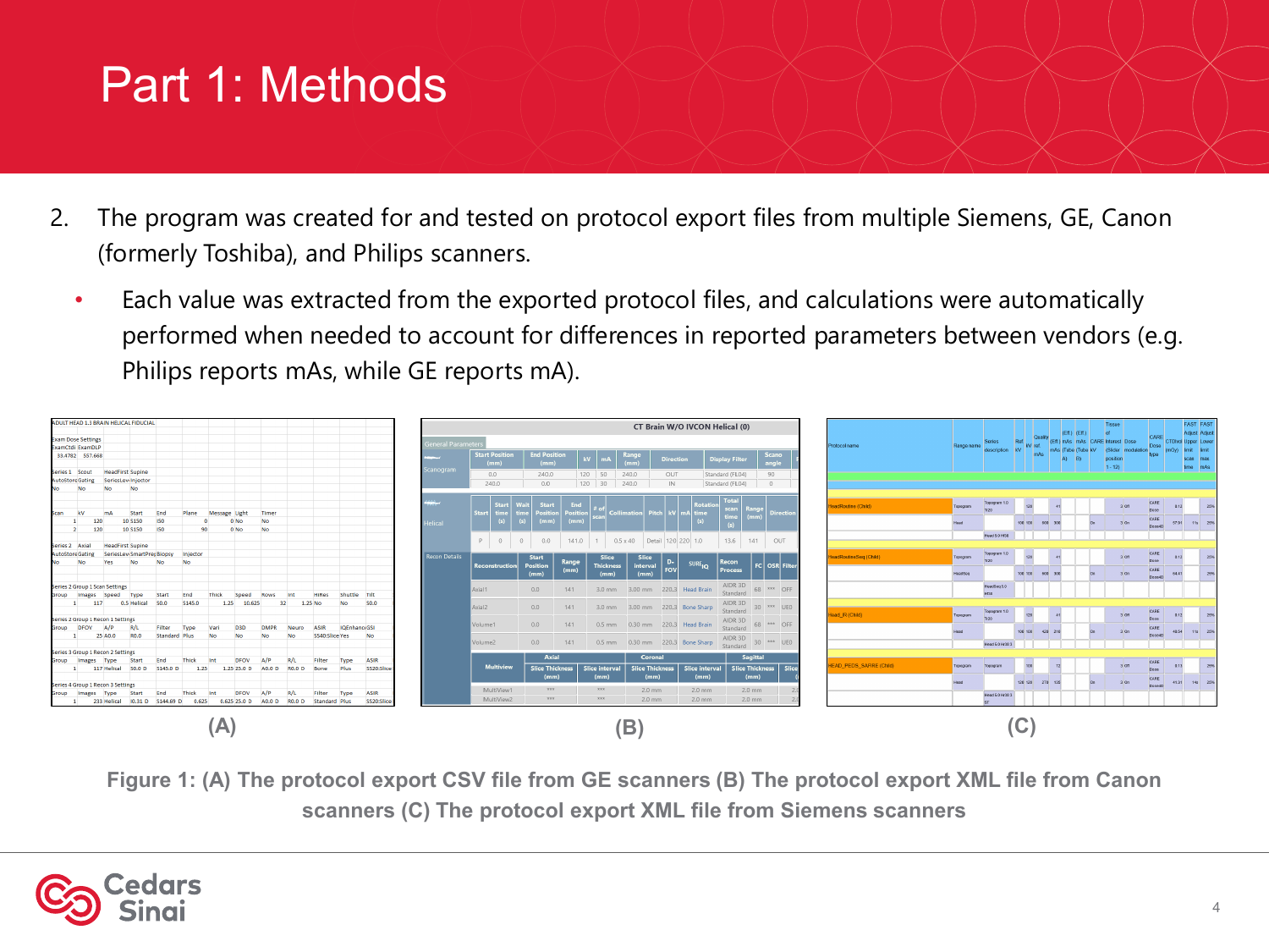# Part 1: Methods

2. The program was created for and tested on protocol export files from multiple Siemens, GE, Canon (formerly Toshiba), and Philips scanners.
   - Each value was extracted from the exported protocol files, and calculations were automatically performed when needed to account for differences in reported parameters between vendors (e.g. Philips reports mAs, while GE reports mA).

(A) (B) (C)

**Figure 1: (A) The protocol export CSV file from GE scanners (B) The protocol export XML file from Canon scanners (C) The protocol export XML file from Siemens scanners**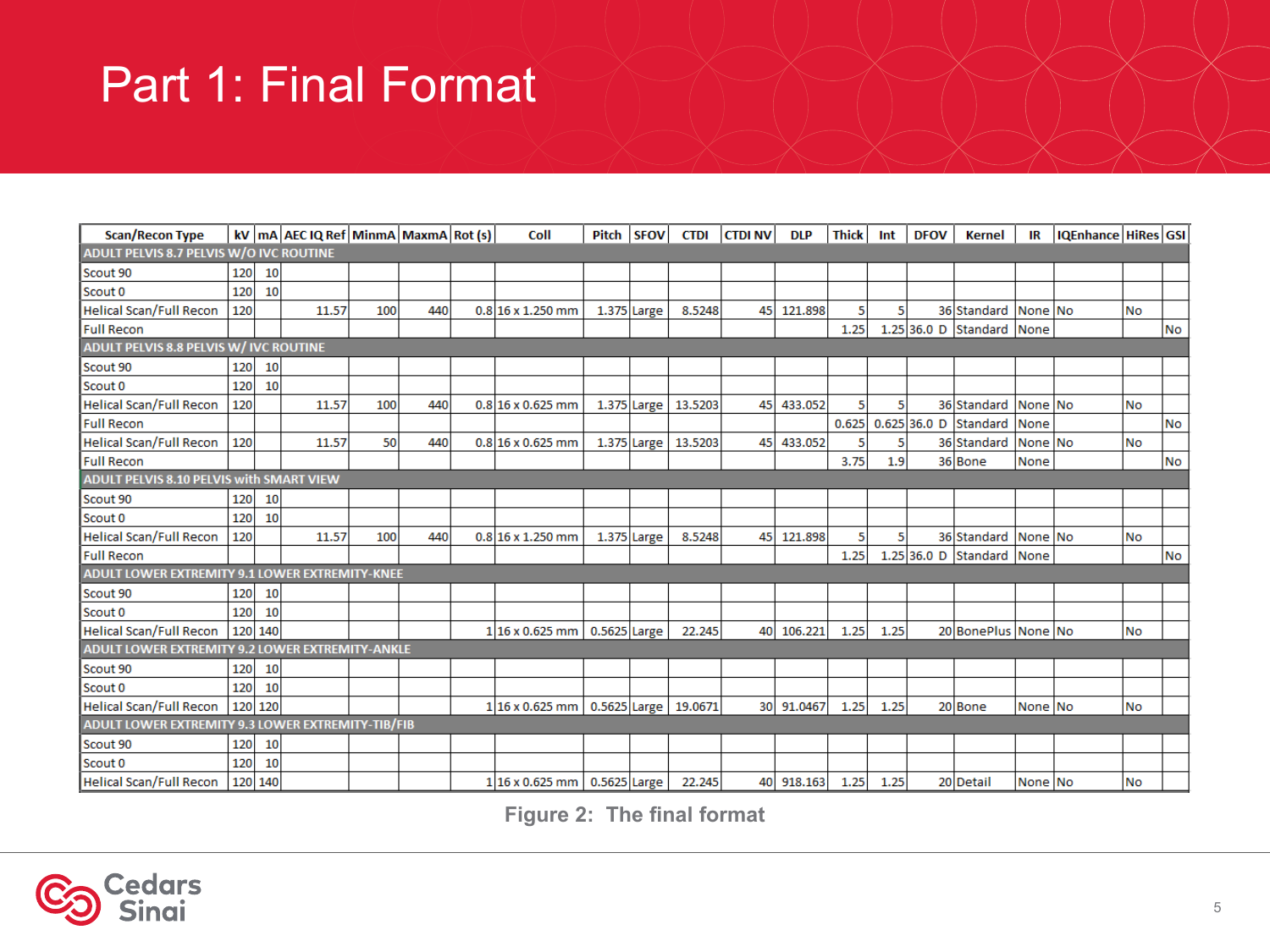# Part 1: Final Format

| Scan/Recon Type | kV | mA | AEC IQ Ref | MinmA | MaxmA | Rot (s) | Coll | Pitch | SFOV | CTDI | CTDI NV | DLP | Thick | Int | DFOV | Kernel | IR | IQEnhance | HiRes | GSI |
|---|---|---|---|---|---|---|---|---|---|---|---|---|---|---|---|---|---|---|---|---|
| ADULT PELVIS 8.7 PELVIS W/O IVC ROUTINE | | | | | | | | | | | | | | | | | | | | |
| Scout 90 | 120 | 10 | | | | | | | | | | | | | | | | | | |
| Scout 0 | 120 | 10 | | | | | | | | | | | | | | | | | | |
| Helical Scan/Full Recon | 120 | | 11.57 | 100 | 440 | 0.8 | 16 x 1.250 mm | 1.375 | Large | 8.5248 | 45 | 121.898 | 5 | 5 | 36 | Standard | None | No | No | |
| Full Recon | | | | | | | | | | | | | 1.25 | 1.25 | 36.0 D | Standard | None | | | No |
| ADULT PELVIS 8.8 PELVIS W/ IVC ROUTINE | | | | | | | | | | | | | | | | | | | | |
| Scout 90 | 120 | 10 | | | | | | | | | | | | | | | | | | |
| Scout 0 | 120 | 10 | | | | | | | | | | | | | | | | | | |
| Helical Scan/Full Recon | 120 | | 11.57 | 100 | 440 | 0.8 | 16 x 0.625 mm | 1.375 | Large | 13.5203 | 45 | 433.052 | 5 | 5 | 36 | Standard | None | No | No | |
| Full Recon | | | | | | | | | | | | | 0.625 | 0.625 | 36.0 D | Standard | None | | | No |
| Helical Scan/Full Recon | 120 | | 11.57 | 50 | 440 | 0.8 | 16 x 0.625 mm | 1.375 | Large | 13.5203 | 45 | 433.052 | 5 | 5 | 36 | Standard | None | No | No | |
| Full Recon | | | | | | | | | | | | | 3.75 | 1.9 | 36 | Bone | None | | | No |
| ADULT PELVIS 8.10 PELVIS with SMART VIEW | | | | | | | | | | | | | | | | | | | | |
| Scout 90 | 120 | 10 | | | | | | | | | | | | | | | | | | |
| Scout 0 | 120 | 10 | | | | | | | | | | | | | | | | | | |
| Helical Scan/Full Recon | 120 | | 11.57 | 100 | 440 | 0.8 | 16 x 1.250 mm | 1.375 | Large | 8.5248 | 45 | 121.898 | 5 | 5 | 36 | Standard | None | No | No | |
| Full Recon | | | | | | | | | | | | | 1.25 | 1.25 | 36.0 D | Standard | None | | | No |
| ADULT LOWER EXTREMITY 9.1 LOWER EXTREMITY-KNEE | | | | | | | | | | | | | | | | | | | | |
| Scout 90 | 120 | 10 | | | | | | | | | | | | | | | | | | |
| Scout 0 | 120 | 10 | | | | | | | | | | | | | | | | | | |
| Helical Scan/Full Recon | 120 | 140 | | | | 1 | 16 x 0.625 mm | 0.5625 | Large | 22.245 | 40 | 106.221 | 1.25 | 1.25 | 20 | BonePlus | None | No | No | |
| ADULT LOWER EXTREMITY 9.2 LOWER EXTREMITY-ANKLE | | | | | | | | | | | | | | | | | | | | |
| Scout 90 | 120 | 10 | | | | | | | | | | | | | | | | | | |
| Scout 0 | 120 | 10 | | | | | | | | | | | | | | | | | | |
| Helical Scan/Full Recon | 120 | 120 | | | | 1 | 16 x 0.625 mm | 0.5625 | Large | 19.0671 | 30 | 91.0467 | 1.25 | 1.25 | 20 | Bone | None | No | No | |
| ADULT LOWER EXTREMITY 9.3 LOWER EXTREMITY-TIB/FIB | | | | | | | | | | | | | | | | | | | | |
| Scout 90 | 120 | 10 | | | | | | | | | | | | | | | | | | |
| Scout 0 | 120 | 10 | | | | | | | | | | | | | | | | | | |
| Helical Scan/Full Recon | 120 | 140 | | | | 1 | 16 x 0.625 mm | 0.5625 | Large | 22.245 | 40 | 918.163 | 1.25 | 1.25 | 20 | Detail | None | No | No | |

Figure 2: The final format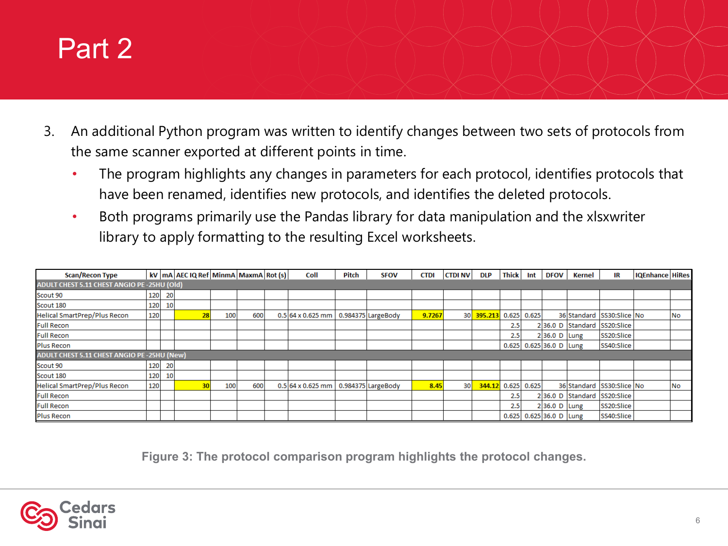# Part 2

3. An additional Python program was written to identify changes between two sets of protocols from the same scanner exported at different points in time.
   - The program highlights any changes in parameters for each protocol, identifies protocols that have been renamed, identifies new protocols, and identifies the deleted protocols.
   - Both programs primarily use the Pandas library for data manipulation and the xlsxwriter library to apply formatting to the resulting Excel worksheets.

| Scan/Recon Type | kV | mA | AEC IQ Ref | MinmA | MaxmA | Rot (s) | Coll | Pitch | SFOV | CTDI | CTDI NV | DLP | Thick | Int | DFOV | Kernel | IR | IQEnhance | HiRes |
|---|---|---|---|---|---|---|---|---|---|---|---|---|---|---|---|---|---|---|---|
| **ADULT CHEST 5.11 CHEST ANGIO PE -25HU (Old)** | | | | | | | | | | | | | | | | | | | |
| Scout 90 | 120 | 20 | | | | | | | | | | | | | | | | | |
| Scout 180 | 120 | 10 | | | | | | | | | | | | | | | | | |
| Helical SmartPrep/Plus Recon | 120 | | **28** | 100 | 600 | 0.5 | 64 x 0.625 mm | 0.984375 | LargeBody | **9.7267** | 30 | **395.213** | 0.625 | 0.625 | 36 | Standard | SS30:Slice | No | No |
| Full Recon | | | | | | | | | | | | | 2.5 | 2 | 36.0 D | Standard | SS20:Slice | | |
| Full Recon | | | | | | | | | | | | | 2.5 | 2 | 36.0 D | Lung | SS20:Slice | | |
| Plus Recon | | | | | | | | | | | | | 0.625 | 0.625 | 36.0 D | Lung | SS40:Slice | | |
| **ADULT CHEST 5.11 CHEST ANGIO PE -25HU (New)** | | | | | | | | | | | | | | | | | | | |
| Scout 90 | 120 | 20 | | | | | | | | | | | | | | | | | |
| Scout 180 | 120 | 10 | | | | | | | | | | | | | | | | | |
| Helical SmartPrep/Plus Recon | 120 | | **30** | 100 | 600 | 0.5 | 64 x 0.625 mm | 0.984375 | LargeBody | **8.45** | 30 | **344.12** | 0.625 | 0.625 | 36 | Standard | SS30:Slice | No | No |
| Full Recon | | | | | | | | | | | | | 2.5 | 2 | 36.0 D | Standard | SS20:Slice | | |
| Full Recon | | | | | | | | | | | | | 2.5 | 2 | 36.0 D | Lung | SS20:Slice | | |
| Plus Recon | | | | | | | | | | | | | 0.625 | 0.625 | 36.0 D | Lung | SS40:Slice | | |

Figure 3: The protocol comparison program highlights the protocol changes.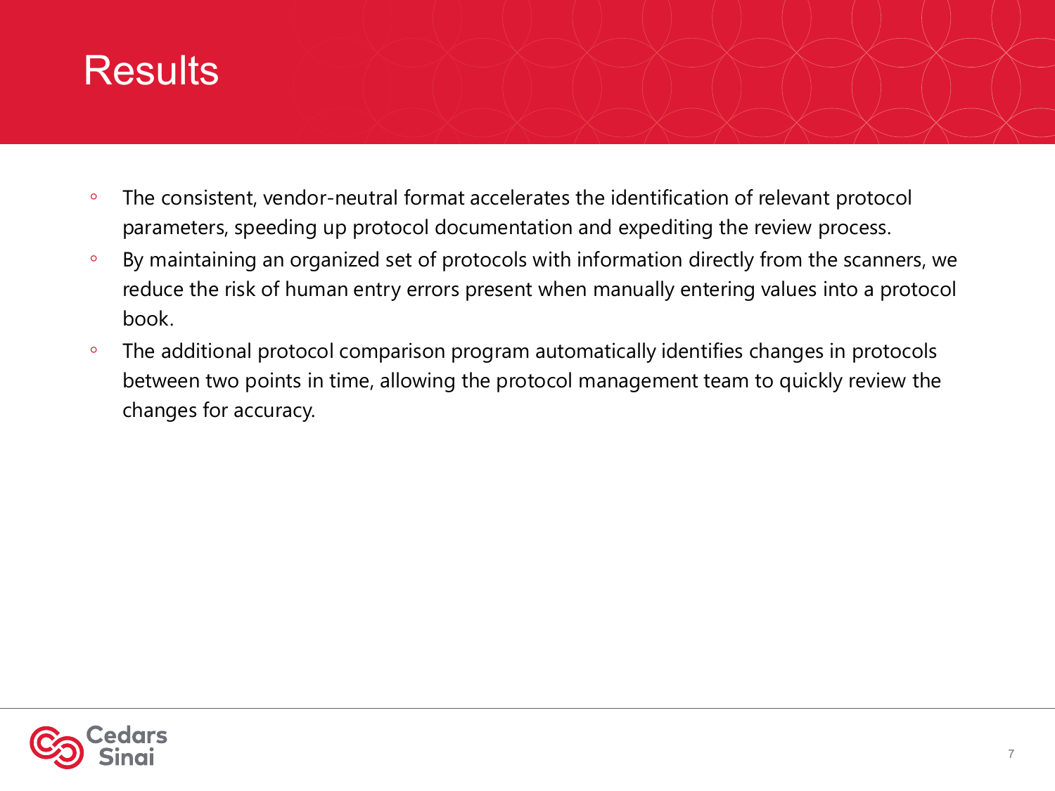# Results

- The consistent, vendor-neutral format accelerates the identification of relevant protocol parameters, speeding up protocol documentation and expediting the review process.
- By maintaining an organized set of protocols with information directly from the scanners, we reduce the risk of human entry errors present when manually entering values into a protocol book.
- The additional protocol comparison program automatically identifies changes in protocols between two points in time, allowing the protocol management team to quickly review the changes for accuracy.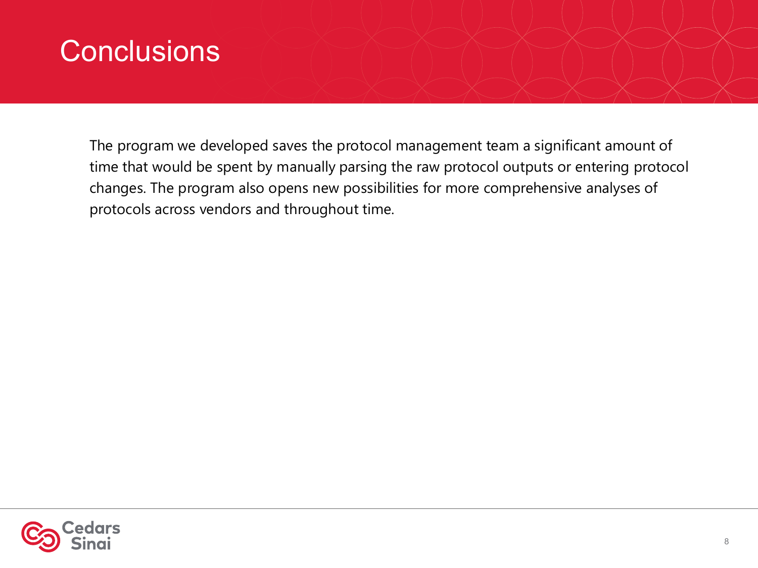# Conclusions

The program we developed saves the protocol management team a significant amount of time that would be spent by manually parsing the raw protocol outputs or entering protocol changes. The program also opens new possibilities for more comprehensive analyses of protocols across vendors and throughout time.